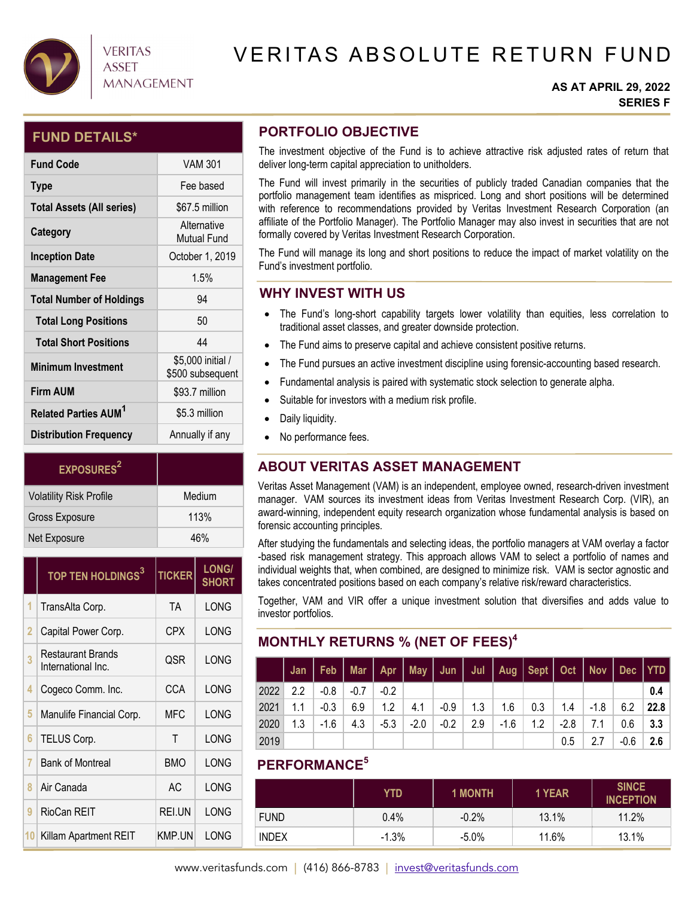VERITAS ASSET MANAGEMENT

# VERITAS ABSOLUTE RETURN FUND

**AS AT APRIL 29, 2022**
**SERIES F**

## FUND DETAILS*

| | |
|---|---|
| **Fund Code** | VAM 301 |
| **Type** | Fee based |
| **Total Assets (All series)** | $67.5 million |
| **Category** | Alternative Mutual Fund |
| **Inception Date** | October 1, 2019 |
| **Management Fee** | 1.5% |
| **Total Number of Holdings** | 94 |
| **Total Long Positions** | 50 |
| **Total Short Positions** | 44 |
| **Minimum Investment** | $5,000 initial / $500 subsequent |
| **Firm AUM** | $93.7 million |
| **Related Parties AUM[1]** | $5.3 million |
| **Distribution Frequency** | Annually if any |

| EXPOSURES[2] | |
|---|---|
| Volatility Risk Profile | Medium |
| Gross Exposure | 113% |
| Net Exposure | 46% |

| | TOP TEN HOLDINGS[3] | TICKER | LONG/ SHORT |
|---|---|---|---|
| 1 | TransAlta Corp. | TA | LONG |
| 2 | Capital Power Corp. | CPX | LONG |
| 3 | Restaurant Brands International Inc. | QSR | LONG |
| 4 | Cogeco Comm. Inc. | CCA | LONG |
| 5 | Manulife Financial Corp. | MFC | LONG |
| 6 | TELUS Corp. | T | LONG |
| 7 | Bank of Montreal | BMO | LONG |
| 8 | Air Canada | AC | LONG |
| 9 | RioCan REIT | REI.UN | LONG |
| 10 | Killam Apartment REIT | KMP.UN | LONG |

## PORTFOLIO OBJECTIVE

The investment objective of the Fund is to achieve attractive risk adjusted rates of return that deliver long-term capital appreciation to unitholders.

The Fund will invest primarily in the securities of publicly traded Canadian companies that the portfolio management team identifies as mispriced. Long and short positions will be determined with reference to recommendations provided by Veritas Investment Research Corporation (an affiliate of the Portfolio Manager). The Portfolio Manager may also invest in securities that are not formally covered by Veritas Investment Research Corporation.

The Fund will manage its long and short positions to reduce the impact of market volatility on the Fund's investment portfolio.

## WHY INVEST WITH US

- The Fund's long-short capability targets lower volatility than equities, less correlation to traditional asset classes, and greater downside protection.
- The Fund aims to preserve capital and achieve consistent positive returns.
- The Fund pursues an active investment discipline using forensic-accounting based research.
- Fundamental analysis is paired with systematic stock selection to generate alpha.
- Suitable for investors with a medium risk profile.
- Daily liquidity.
- No performance fees.

## ABOUT VERITAS ASSET MANAGEMENT

Veritas Asset Management (VAM) is an independent, employee owned, research-driven investment manager. VAM sources its investment ideas from Veritas Investment Research Corp. (VIR), an award-winning, independent equity research organization whose fundamental analysis is based on forensic accounting principles.

After studying the fundamentals and selecting ideas, the portfolio managers at VAM overlay a factor-based risk management strategy. This approach allows VAM to select a portfolio of names and individual weights that, when combined, are designed to minimize risk. VAM is sector agnostic and takes concentrated positions based on each company's relative risk/reward characteristics.

Together, VAM and VIR offer a unique investment solution that diversifies and adds value to investor portfolios.

## MONTHLY RETURNS % (NET OF FEES)[4]

| | Jan | Feb | Mar | Apr | May | Jun | Jul | Aug | Sept | Oct | Nov | Dec | YTD |
|---|---|---|---|---|---|---|---|---|---|---|---|---|---|
| 2022 | 2.2 | -0.8 | -0.7 | -0.2 | | | | | | | | | **0.4** |
| 2021 | 1.1 | -0.3 | 6.9 | 1.2 | 4.1 | -0.9 | 1.3 | 1.6 | 0.3 | 1.4 | -1.8 | 6.2 | **22.8** |
| 2020 | 1.3 | -1.6 | 4.3 | -5.3 | -2.0 | -0.2 | 2.9 | -1.6 | 1.2 | -2.8 | 7.1 | 0.6 | **3.3** |
| 2019 | | | | | | | | | | 0.5 | 2.7 | -0.6 | **2.6** |

## PERFORMANCE[5]

| | YTD | 1 MONTH | 1 YEAR | SINCE INCEPTION |
|---|---|---|---|---|
| FUND | 0.4% | -0.2% | 13.1% | 11.2% |
| INDEX | -1.3% | -5.0% | 11.6% | 13.1% |

www.veritasfunds.com | (416) 866-8783 | invest@veritasfunds.com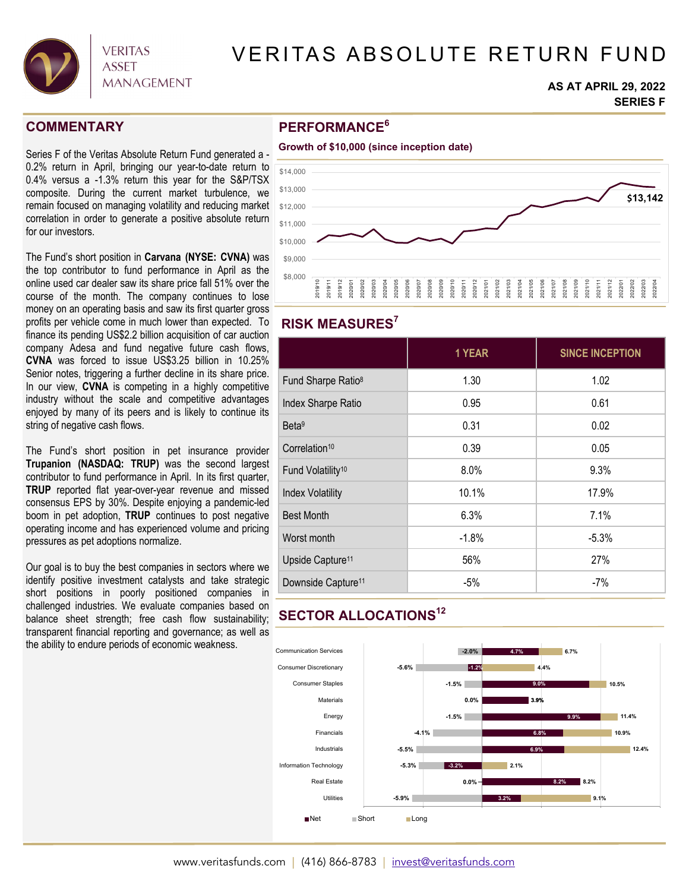# VERITAS ABSOLUTE RETURN FUND

**AS AT APRIL 29, 2022**
**SERIES F**

## COMMENTARY

Series F of the Veritas Absolute Return Fund generated a -0.2% return in April, bringing our year-to-date return to 0.4% versus a -1.3% return this year for the S&P/TSX composite. During the current market turbulence, we remain focused on managing volatility and reducing market correlation in order to generate a positive absolute return for our investors.

The Fund's short position in **Carvana (NYSE: CVNA)** was the top contributor to fund performance in April as the online used car dealer saw its share price fall 51% over the course of the month. The company continues to lose money on an operating basis and saw its first quarter gross profits per vehicle come in much lower than expected. To finance its pending US$2.2 billion acquisition of car auction company Adesa and fund negative future cash flows, **CVNA** was forced to issue US$3.25 billion in 10.25% Senior notes, triggering a further decline in its share price. In our view, **CVNA** is competing in a highly competitive industry without the scale and competitive advantages enjoyed by many of its peers and is likely to continue its string of negative cash flows.

The Fund's short position in pet insurance provider **Trupanion (NASDAQ: TRUP)** was the second largest contributor to fund performance in April. In its first quarter, **TRUP** reported flat year-over-year revenue and missed consensus EPS by 30%. Despite enjoying a pandemic-led boom in pet adoption, **TRUP** continues to post negative operating income and has experienced volume and pricing pressures as pet adoptions normalize.

Our goal is to buy the best companies in sectors where we identify positive investment catalysts and take strategic short positions in poorly positioned companies in challenged industries. We evaluate companies based on balance sheet strength; free cash flow sustainability; transparent financial reporting and governance; as well as the ability to endure periods of economic weakness.

## PERFORMANCE[6]

**Growth of $10,000 (since inception date)**

$13,142

## RISK MEASURES[7]

| | 1 YEAR | SINCE INCEPTION |
|---|---|---|
| Fund Sharpe Ratio[8] | 1.30 | 1.02 |
| Index Sharpe Ratio | 0.95 | 0.61 |
| Beta[9] | 0.31 | 0.02 |
| Correlation[10] | 0.39 | 0.05 |
| Fund Volatility[10] | 8.0% | 9.3% |
| Index Volatility | 10.1% | 17.9% |
| Best Month | 6.3% | 7.1% |
| Worst month | -1.8% | -5.3% |
| Upside Capture[11] | 56% | 27% |
| Downside Capture[11] | -5% | -7% |

## SECTOR ALLOCATIONS[12]

| Sector | Short | Net | Long |
|---|---|---|---|
| Communication Services | -2.0% | 4.7% | 6.7% |
| Consumer Discretionary | -5.6% | -1.2% | 4.4% |
| Consumer Staples | -1.5% | 9.0% | 10.5% |
| Materials | 0.0% | 3.9% | 3.9% |
| Energy | -1.5% | 9.9% | 11.4% |
| Financials | -4.1% | 6.8% | 10.9% |
| Industrials | -5.5% | 6.9% | 12.4% |
| Information Technology | -5.3% | -3.2% | 2.1% |
| Real Estate | 0.0% | 8.2% | 8.2% |
| Utilities | -5.9% | 3.2% | 9.1% |

www.veritasfunds.com | (416) 866-8783 | invest@veritasfunds.com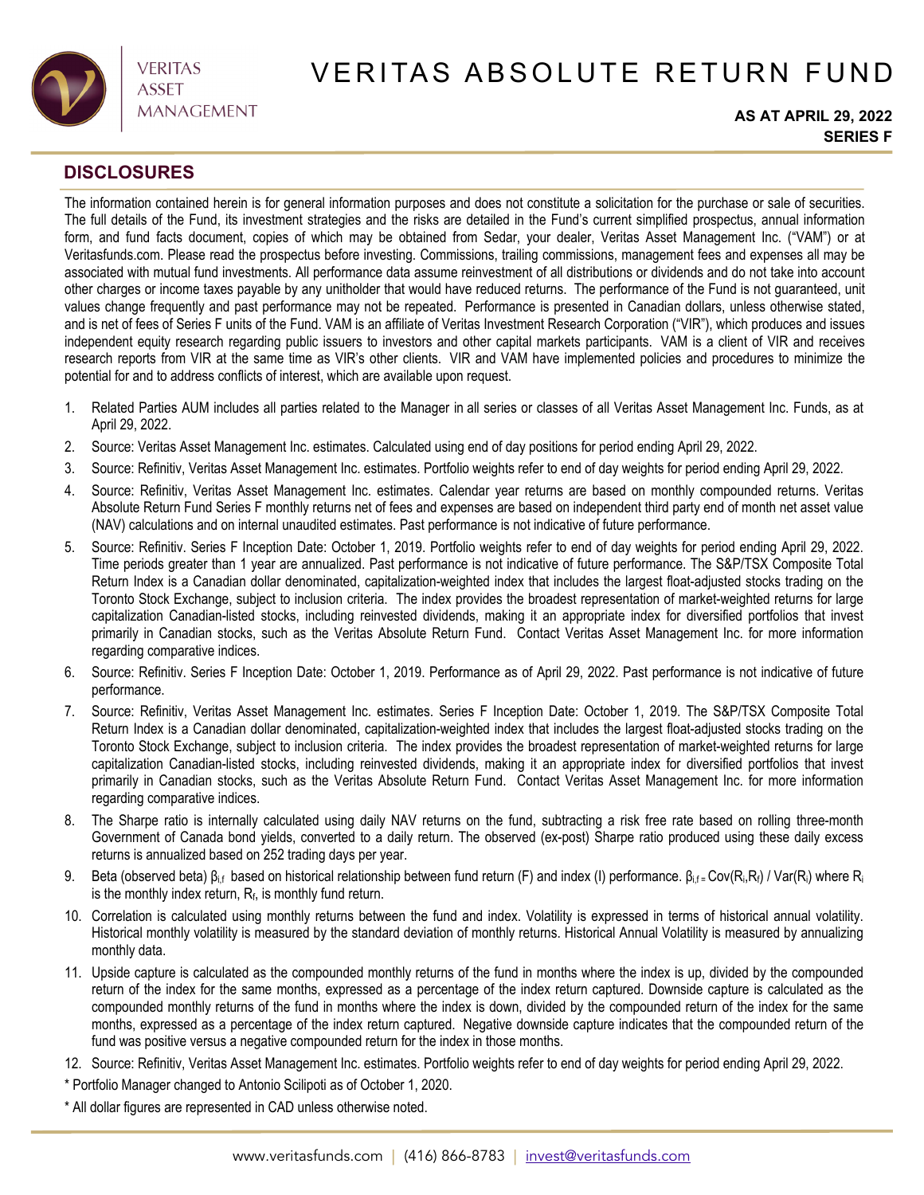# VERITAS ABSOLUTE RETURN FUND

**AS AT APRIL 29, 2022**
**SERIES F**

## DISCLOSURES

The information contained herein is for general information purposes and does not constitute a solicitation for the purchase or sale of securities. The full details of the Fund, its investment strategies and the risks are detailed in the Fund's current simplified prospectus, annual information form, and fund facts document, copies of which may be obtained from Sedar, your dealer, Veritas Asset Management Inc. ("VAM") or at Veritasfunds.com. Please read the prospectus before investing. Commissions, trailing commissions, management fees and expenses all may be associated with mutual fund investments. All performance data assume reinvestment of all distributions or dividends and do not take into account other charges or income taxes payable by any unitholder that would have reduced returns. The performance of the Fund is not guaranteed, unit values change frequently and past performance may not be repeated. Performance is presented in Canadian dollars, unless otherwise stated, and is net of fees of Series F units of the Fund. VAM is an affiliate of Veritas Investment Research Corporation ("VIR"), which produces and issues independent equity research regarding public issuers to investors and other capital markets participants. VAM is a client of VIR and receives research reports from VIR at the same time as VIR's other clients. VIR and VAM have implemented policies and procedures to minimize the potential for and to address conflicts of interest, which are available upon request.

1. Related Parties AUM includes all parties related to the Manager in all series or classes of all Veritas Asset Management Inc. Funds, as at April 29, 2022.
2. Source: Veritas Asset Management Inc. estimates. Calculated using end of day positions for period ending April 29, 2022.
3. Source: Refinitiv, Veritas Asset Management Inc. estimates. Portfolio weights refer to end of day weights for period ending April 29, 2022.
4. Source: Refinitiv, Veritas Asset Management Inc. estimates. Calendar year returns are based on monthly compounded returns. Veritas Absolute Return Fund Series F monthly returns net of fees and expenses are based on independent third party end of month net asset value (NAV) calculations and on internal unaudited estimates. Past performance is not indicative of future performance.
5. Source: Refinitiv. Series F Inception Date: October 1, 2019. Portfolio weights refer to end of day weights for period ending April 29, 2022. Time periods greater than 1 year are annualized. Past performance is not indicative of future performance. The S&P/TSX Composite Total Return Index is a Canadian dollar denominated, capitalization-weighted index that includes the largest float-adjusted stocks trading on the Toronto Stock Exchange, subject to inclusion criteria. The index provides the broadest representation of market-weighted returns for large capitalization Canadian-listed stocks, including reinvested dividends, making it an appropriate index for diversified portfolios that invest primarily in Canadian stocks, such as the Veritas Absolute Return Fund. Contact Veritas Asset Management Inc. for more information regarding comparative indices.
6. Source: Refinitiv. Series F Inception Date: October 1, 2019. Performance as of April 29, 2022. Past performance is not indicative of future performance.
7. Source: Refinitiv, Veritas Asset Management Inc. estimates. Series F Inception Date: October 1, 2019. The S&P/TSX Composite Total Return Index is a Canadian dollar denominated, capitalization-weighted index that includes the largest float-adjusted stocks trading on the Toronto Stock Exchange, subject to inclusion criteria. The index provides the broadest representation of market-weighted returns for large capitalization Canadian-listed stocks, including reinvested dividends, making it an appropriate index for diversified portfolios that invest primarily in Canadian stocks, such as the Veritas Absolute Return Fund. Contact Veritas Asset Management Inc. for more information regarding comparative indices.
8. The Sharpe ratio is internally calculated using daily NAV returns on the fund, subtracting a risk free rate based on rolling three-month Government of Canada bond yields, converted to a daily return. The observed (ex-post) Sharpe ratio produced using these daily excess returns is annualized based on 252 trading days per year.
9. Beta (observed beta) $\beta_{i,f}$ based on historical relationship between fund return (F) and index (I) performance. $\beta_{i,f} = Cov(R_i,R_f) / Var(R_i)$ where $R_i$ is the monthly index return, $R_f$, is monthly fund return.
10. Correlation is calculated using monthly returns between the fund and index. Volatility is expressed in terms of historical annual volatility. Historical monthly volatility is measured by the standard deviation of monthly returns. Historical Annual Volatility is measured by annualizing monthly data.
11. Upside capture is calculated as the compounded monthly returns of the fund in months where the index is up, divided by the compounded return of the index for the same months, expressed as a percentage of the index return captured. Downside capture is calculated as the compounded monthly returns of the fund in months where the index is down, divided by the compounded return of the index for the same months, expressed as a percentage of the index return captured. Negative downside capture indicates that the compounded return of the fund was positive versus a negative compounded return for the index in those months.
12. Source: Refinitiv, Veritas Asset Management Inc. estimates. Portfolio weights refer to end of day weights for period ending April 29, 2022.

\* Portfolio Manager changed to Antonio Scilipoti as of October 1, 2020.

\* All dollar figures are represented in CAD unless otherwise noted.

www.veritasfunds.com | (416) 866-8783 | invest@veritasfunds.com